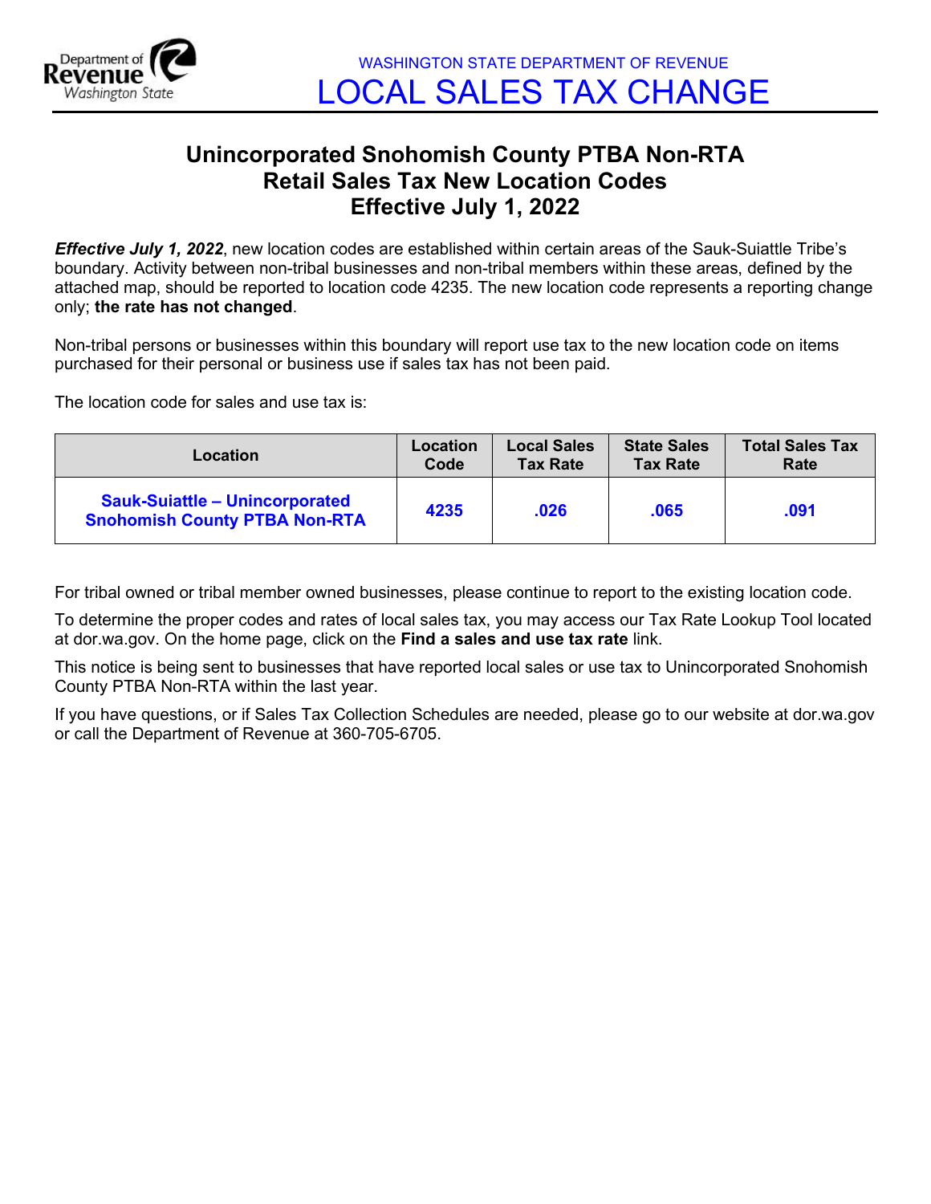WASHINGTON STATE DEPARTMENT OF REVENUE

# LOCAL SALES TAX CHANGE

## Unincorporated Snohomish County PTBA Non-RTA Retail Sales Tax New Location Codes Effective July 1, 2022

***Effective July 1, 2022***, new location codes are established within certain areas of the Sauk-Suiattle Tribe's boundary. Activity between non-tribal businesses and non-tribal members within these areas, defined by the attached map, should be reported to location code 4235. The new location code represents a reporting change only; **the rate has not changed**.

Non-tribal persons or businesses within this boundary will report use tax to the new location code on items purchased for their personal or business use if sales tax has not been paid.

The location code for sales and use tax is:

| Location | Location Code | Local Sales Tax Rate | State Sales Tax Rate | Total Sales Tax Rate |
|---|---|---|---|---|
| **Sauk-Suiattle – Unincorporated Snohomish County PTBA Non-RTA** | **4235** | **.026** | **.065** | **.091** |

For tribal owned or tribal member owned businesses, please continue to report to the existing location code.

To determine the proper codes and rates of local sales tax, you may access our Tax Rate Lookup Tool located at dor.wa.gov. On the home page, click on the **Find a sales and use tax rate** link.

This notice is being sent to businesses that have reported local sales or use tax to Unincorporated Snohomish County PTBA Non-RTA within the last year.

If you have questions, or if Sales Tax Collection Schedules are needed, please go to our website at dor.wa.gov or call the Department of Revenue at 360-705-6705.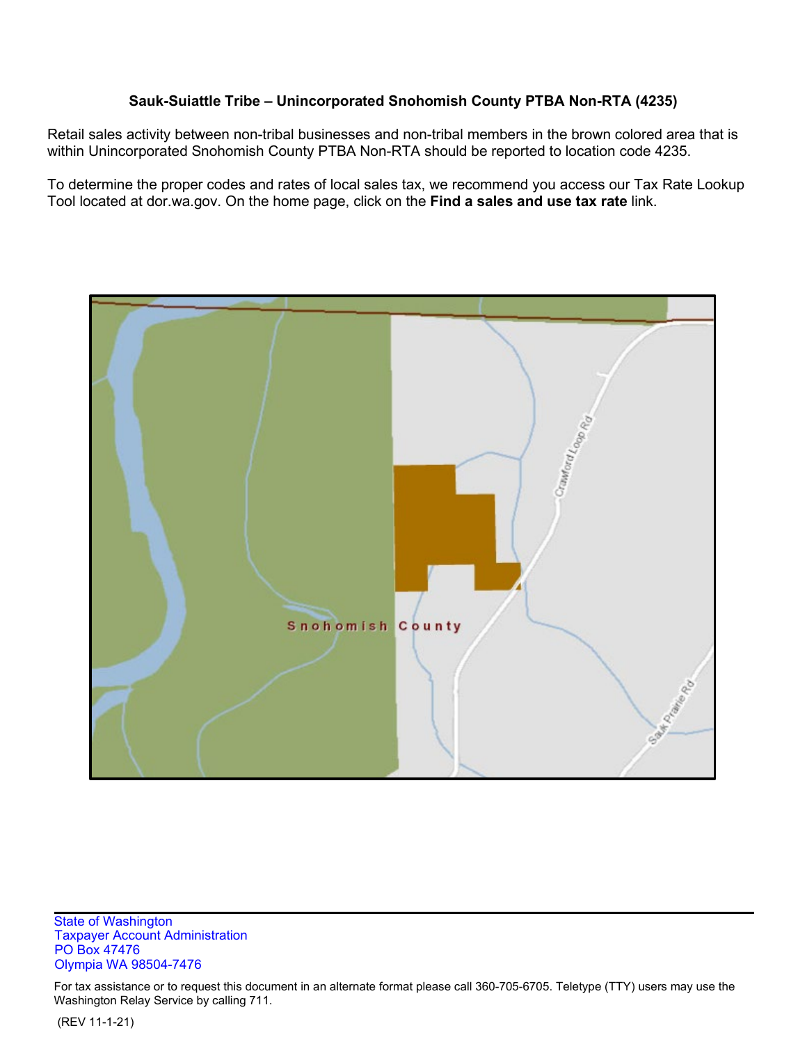**Sauk-Suiattle Tribe – Unincorporated Snohomish County PTBA Non-RTA (4235)**

Retail sales activity between non-tribal businesses and non-tribal members in the brown colored area that is within Unincorporated Snohomish County PTBA Non-RTA should be reported to location code 4235.

To determine the proper codes and rates of local sales tax, we recommend you access our Tax Rate Lookup Tool located at dor.wa.gov. On the home page, click on the **Find a sales and use tax rate** link.

Crawford Loop Rd

Snohomish County

Sauk Prairie Rd

State of Washington
Taxpayer Account Administration
PO Box 47476
Olympia WA 98504-7476

For tax assistance or to request this document in an alternate format please call 360-705-6705. Teletype (TTY) users may use the Washington Relay Service by calling 711.

(REV 11-1-21)